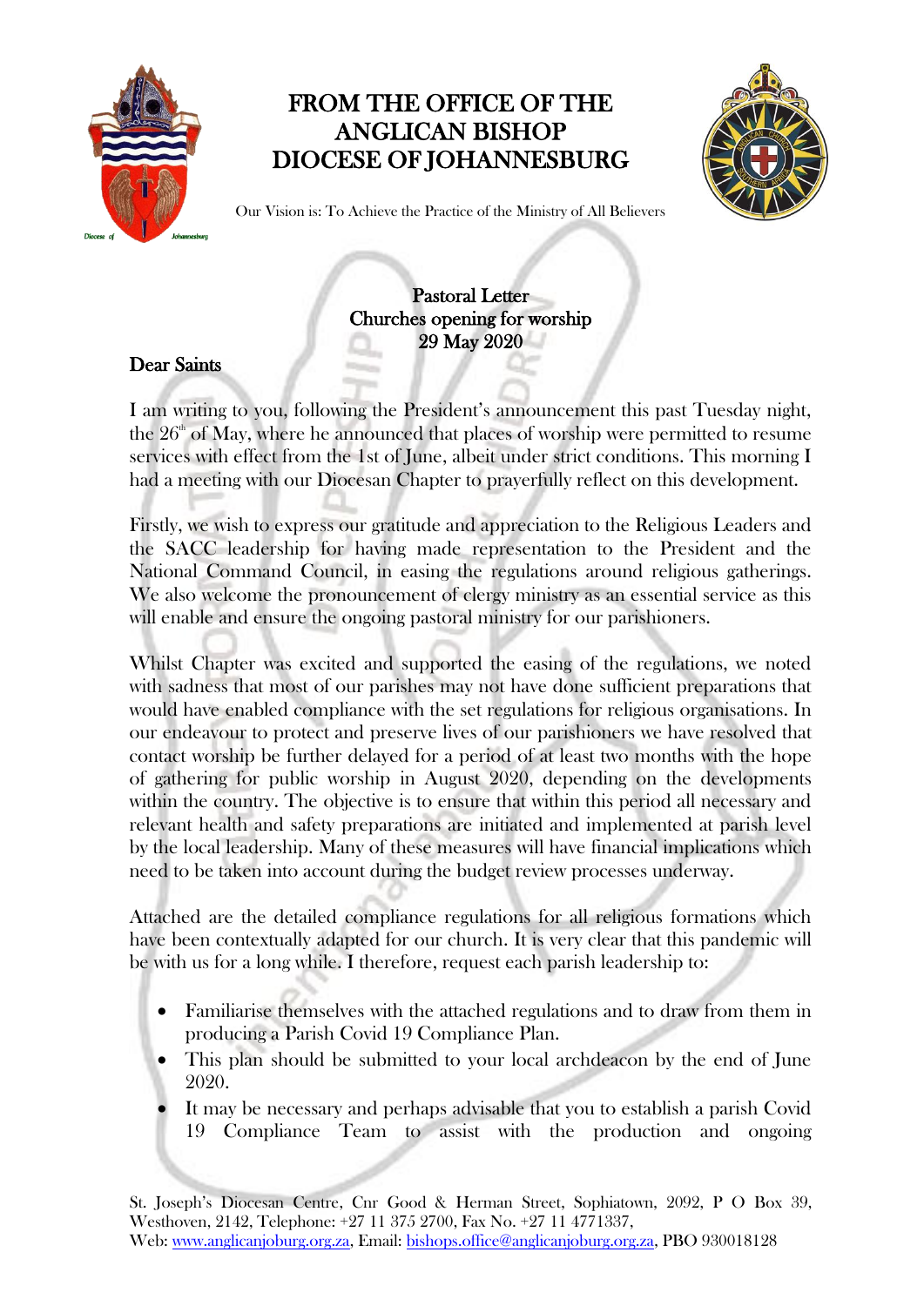# FROM THE OFFICE OF THE ANGLICAN BISHOP DIOCESE OF JOHANNESBURG

Our Vision is: To Achieve the Practice of the Ministry of All Believers

**Pastoral Letter**
**Churches opening for worship**
**29 May 2020**

Dear Saints

I am writing to you, following the President's announcement this past Tuesday night, the 26th of May, where he announced that places of worship were permitted to resume services with effect from the 1st of June, albeit under strict conditions. This morning I had a meeting with our Diocesan Chapter to prayerfully reflect on this development.

Firstly, we wish to express our gratitude and appreciation to the Religious Leaders and the SACC leadership for having made representation to the President and the National Command Council, in easing the regulations around religious gatherings. We also welcome the pronouncement of clergy ministry as an essential service as this will enable and ensure the ongoing pastoral ministry for our parishioners.

Whilst Chapter was excited and supported the easing of the regulations, we noted with sadness that most of our parishes may not have done sufficient preparations that would have enabled compliance with the set regulations for religious organisations. In our endeavour to protect and preserve lives of our parishioners we have resolved that contact worship be further delayed for a period of at least two months with the hope of gathering for public worship in August 2020, depending on the developments within the country. The objective is to ensure that within this period all necessary and relevant health and safety preparations are initiated and implemented at parish level by the local leadership. Many of these measures will have financial implications which need to be taken into account during the budget review processes underway.

Attached are the detailed compliance regulations for all religious formations which have been contextually adapted for our church. It is very clear that this pandemic will be with us for a long while. I therefore, request each parish leadership to:

- Familiarise themselves with the attached regulations and to draw from them in producing a Parish Covid 19 Compliance Plan.
- This plan should be submitted to your local archdeacon by the end of June 2020.
- It may be necessary and perhaps advisable that you to establish a parish Covid 19 Compliance Team to assist with the production and ongoing

St. Joseph's Diocesan Centre, Cnr Good & Herman Street, Sophiatown, 2092, P O Box 39, Westhoven, 2142, Telephone: +27 11 375 2700, Fax No. +27 11 4771337,
Web: www.anglicanjoburg.org.za, Email: bishops.office@anglicanjoburg.org.za, PBO 930018128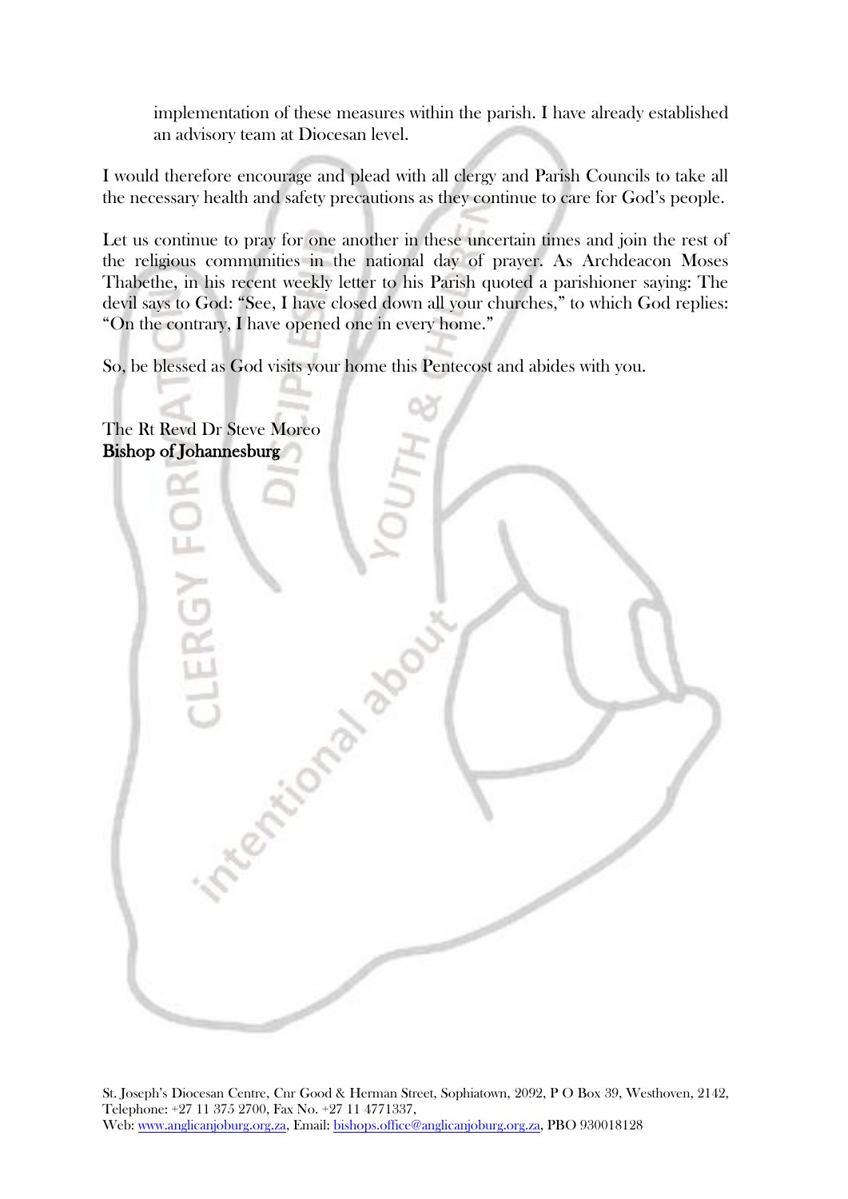implementation of these measures within the parish. I have already established an advisory team at Diocesan level.

I would therefore encourage and plead with all clergy and Parish Councils to take all the necessary health and safety precautions as they continue to care for God's people.

Let us continue to pray for one another in these uncertain times and join the rest of the religious communities in the national day of prayer. As Archdeacon Moses Thabethe, in his recent weekly letter to his Parish quoted a parishioner saying: The devil says to God: "See, I have closed down all your churches," to which God replies: "On the contrary, I have opened one in every home."

So, be blessed as God visits your home this Pentecost and abides with you.

The Rt Revd Dr Steve Moreo  
Bishop of Johannesburg

St. Joseph's Diocesan Centre, Cnr Good & Herman Street, Sophiatown, 2092, P O Box 39, Westhoven, 2142, Telephone: +27 11 375 2700, Fax No. +27 11 4771337,  
Web: www.anglicanjoburg.org.za, Email: bishops.office@anglicanjoburg.org.za, PBO 930018128